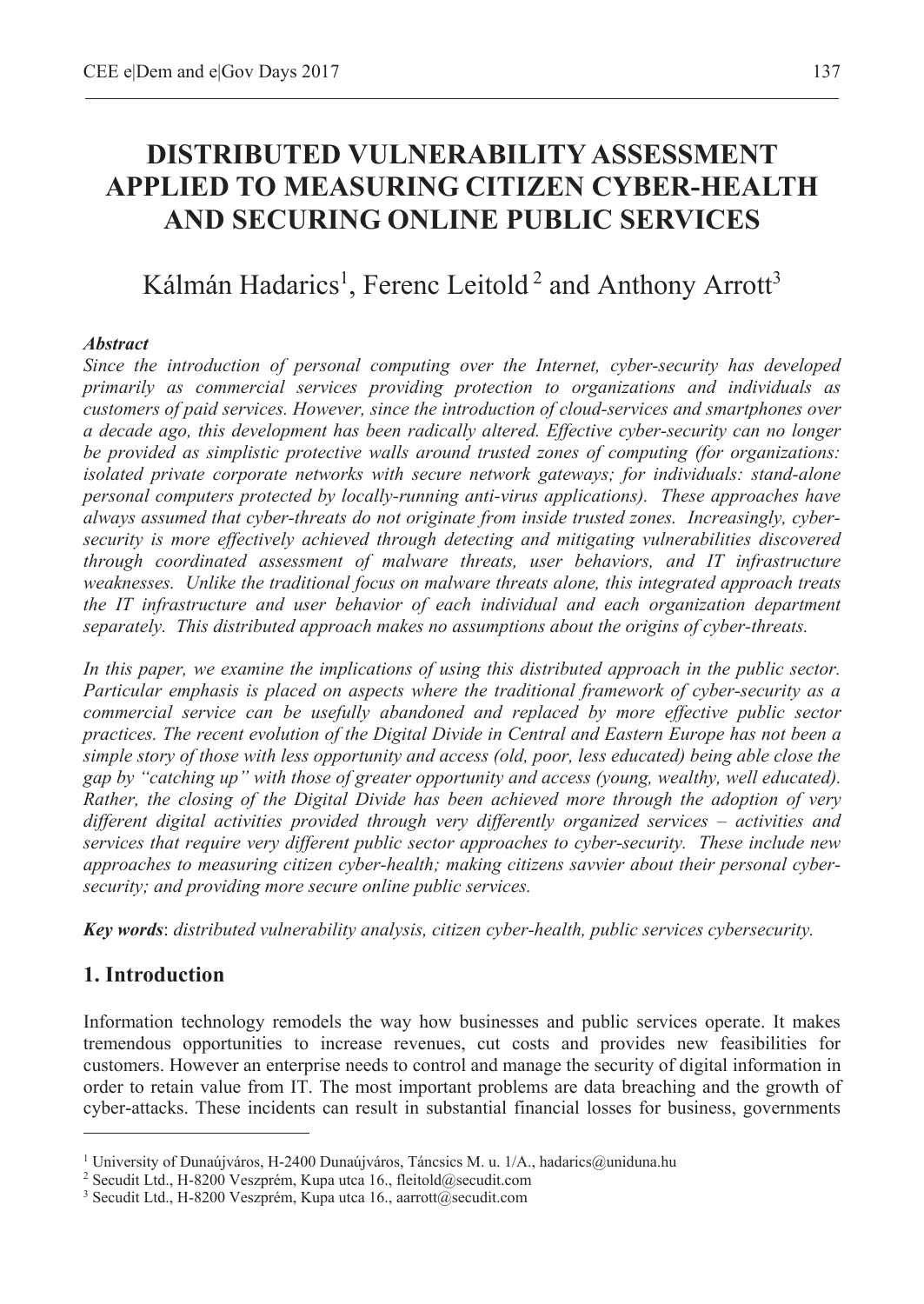# DISTRIBUTED VULNERABILITY ASSESSMENT APPLIED TO MEASURING CITIZEN CYBER-HEALTH AND SECURING ONLINE PUBLIC SERVICES

Kálmán Hadarics[1], Ferenc Leitold[2] and Anthony Arrott[3]

***Abstract***

*Since the introduction of personal computing over the Internet, cyber-security has developed primarily as commercial services providing protection to organizations and individuals as customers of paid services. However, since the introduction of cloud-services and smartphones over a decade ago, this development has been radically altered. Effective cyber-security can no longer be provided as simplistic protective walls around trusted zones of computing (for organizations: isolated private corporate networks with secure network gateways; for individuals: stand-alone personal computers protected by locally-running anti-virus applications). These approaches have always assumed that cyber-threats do not originate from inside trusted zones. Increasingly, cyber-security is more effectively achieved through detecting and mitigating vulnerabilities discovered through coordinated assessment of malware threats, user behaviors, and IT infrastructure weaknesses. Unlike the traditional focus on malware threats alone, this integrated approach treats the IT infrastructure and user behavior of each individual and each organization department separately. This distributed approach makes no assumptions about the origins of cyber-threats.*

*In this paper, we examine the implications of using this distributed approach in the public sector. Particular emphasis is placed on aspects where the traditional framework of cyber-security as a commercial service can be usefully abandoned and replaced by more effective public sector practices. The recent evolution of the Digital Divide in Central and Eastern Europe has not been a simple story of those with less opportunity and access (old, poor, less educated) being able close the gap by "catching up" with those of greater opportunity and access (young, wealthy, well educated). Rather, the closing of the Digital Divide has been achieved more through the adoption of very different digital activities provided through very differently organized services – activities and services that require very different public sector approaches to cyber-security. These include new approaches to measuring citizen cyber-health; making citizens savvier about their personal cyber-security; and providing more secure online public services.*

***Key words***: *distributed vulnerability analysis, citizen cyber-health, public services cybersecurity.*

## 1. Introduction

Information technology remodels the way how businesses and public services operate. It makes tremendous opportunities to increase revenues, cut costs and provides new feasibilities for customers. However an enterprise needs to control and manage the security of digital information in order to retain value from IT. The most important problems are data breaching and the growth of cyber-attacks. These incidents can result in substantial financial losses for business, governments

---

[1] University of Dunaújváros, H-2400 Dunaújváros, Táncsics M. u. 1/A., hadarics@uniduna.hu

[2] Secudit Ltd., H-8200 Veszprém, Kupa utca 16., fleitold@secudit.com

[3] Secudit Ltd., H-8200 Veszprém, Kupa utca 16., aarrott@secudit.com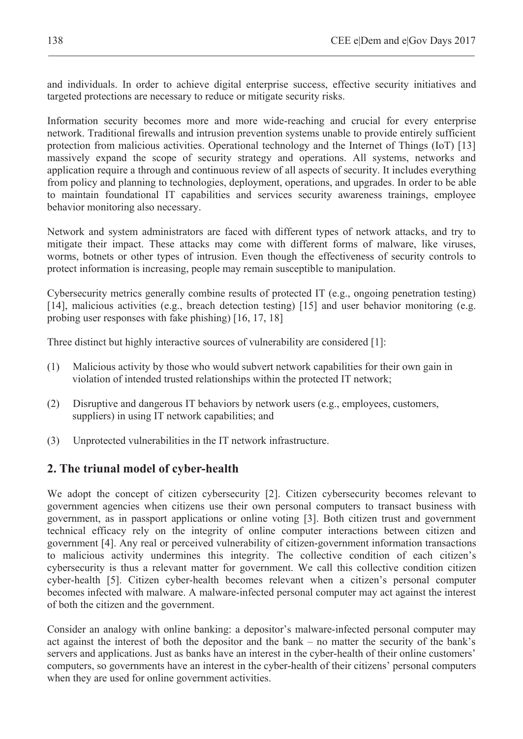and individuals. In order to achieve digital enterprise success, effective security initiatives and targeted protections are necessary to reduce or mitigate security risks.

Information security becomes more and more wide-reaching and crucial for every enterprise network. Traditional firewalls and intrusion prevention systems unable to provide entirely sufficient protection from malicious activities. Operational technology and the Internet of Things (IoT) [13] massively expand the scope of security strategy and operations. All systems, networks and application require a through and continuous review of all aspects of security. It includes everything from policy and planning to technologies, deployment, operations, and upgrades. In order to be able to maintain foundational IT capabilities and services security awareness trainings, employee behavior monitoring also necessary.

Network and system administrators are faced with different types of network attacks, and try to mitigate their impact. These attacks may come with different forms of malware, like viruses, worms, botnets or other types of intrusion. Even though the effectiveness of security controls to protect information is increasing, people may remain susceptible to manipulation.

Cybersecurity metrics generally combine results of protected IT (e.g., ongoing penetration testing) [14], malicious activities (e.g., breach detection testing) [15] and user behavior monitoring (e.g. probing user responses with fake phishing) [16, 17, 18]

Three distinct but highly interactive sources of vulnerability are considered [1]:

(1) Malicious activity by those who would subvert network capabilities for their own gain in violation of intended trusted relationships within the protected IT network;

(2) Disruptive and dangerous IT behaviors by network users (e.g., employees, customers, suppliers) in using IT network capabilities; and

(3) Unprotected vulnerabilities in the IT network infrastructure.

## 2. The triunal model of cyber-health

We adopt the concept of citizen cybersecurity [2]. Citizen cybersecurity becomes relevant to government agencies when citizens use their own personal computers to transact business with government, as in passport applications or online voting [3]. Both citizen trust and government technical efficacy rely on the integrity of online computer interactions between citizen and government [4]. Any real or perceived vulnerability of citizen-government information transactions to malicious activity undermines this integrity. The collective condition of each citizen's cybersecurity is thus a relevant matter for government. We call this collective condition citizen cyber-health [5]. Citizen cyber-health becomes relevant when a citizen's personal computer becomes infected with malware. A malware-infected personal computer may act against the interest of both the citizen and the government.

Consider an analogy with online banking: a depositor's malware-infected personal computer may act against the interest of both the depositor and the bank – no matter the security of the bank's servers and applications. Just as banks have an interest in the cyber-health of their online customers' computers, so governments have an interest in the cyber-health of their citizens' personal computers when they are used for online government activities.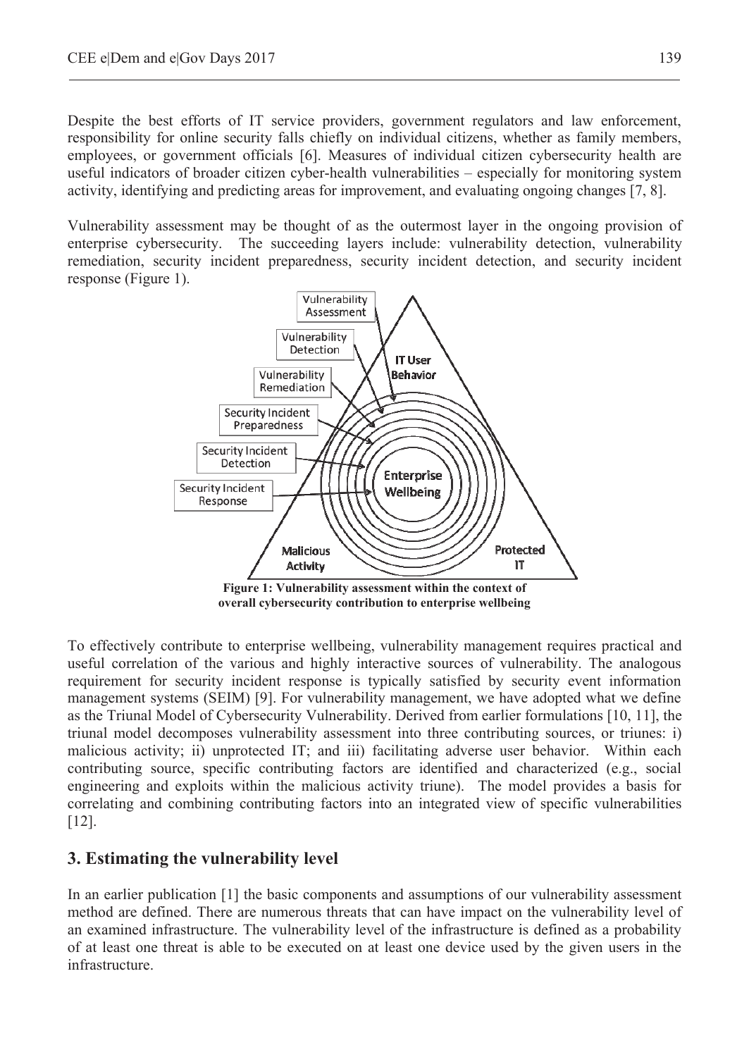Despite the best efforts of IT service providers, government regulators and law enforcement, responsibility for online security falls chiefly on individual citizens, whether as family members, employees, or government officials [6]. Measures of individual citizen cybersecurity health are useful indicators of broader citizen cyber-health vulnerabilities – especially for monitoring system activity, identifying and predicting areas for improvement, and evaluating ongoing changes [7, 8].

Vulnerability assessment may be thought of as the outermost layer in the ongoing provision of enterprise cybersecurity. The succeeding layers include: vulnerability detection, vulnerability remediation, security incident preparedness, security incident detection, and security incident response (Figure 1).

**Figure 1: Vulnerability assessment within the context of overall cybersecurity contribution to enterprise wellbeing**

To effectively contribute to enterprise wellbeing, vulnerability management requires practical and useful correlation of the various and highly interactive sources of vulnerability. The analogous requirement for security incident response is typically satisfied by security event information management systems (SEIM) [9]. For vulnerability management, we have adopted what we define as the Triunal Model of Cybersecurity Vulnerability. Derived from earlier formulations [10, 11], the triunal model decomposes vulnerability assessment into three contributing sources, or triunes: i) malicious activity; ii) unprotected IT; and iii) facilitating adverse user behavior. Within each contributing source, specific contributing factors are identified and characterized (e.g., social engineering and exploits within the malicious activity triune). The model provides a basis for correlating and combining contributing factors into an integrated view of specific vulnerabilities [12].

## 3. Estimating the vulnerability level

In an earlier publication [1] the basic components and assumptions of our vulnerability assessment method are defined. There are numerous threats that can have impact on the vulnerability level of an examined infrastructure. The vulnerability level of the infrastructure is defined as a probability of at least one threat is able to be executed on at least one device used by the given users in the infrastructure.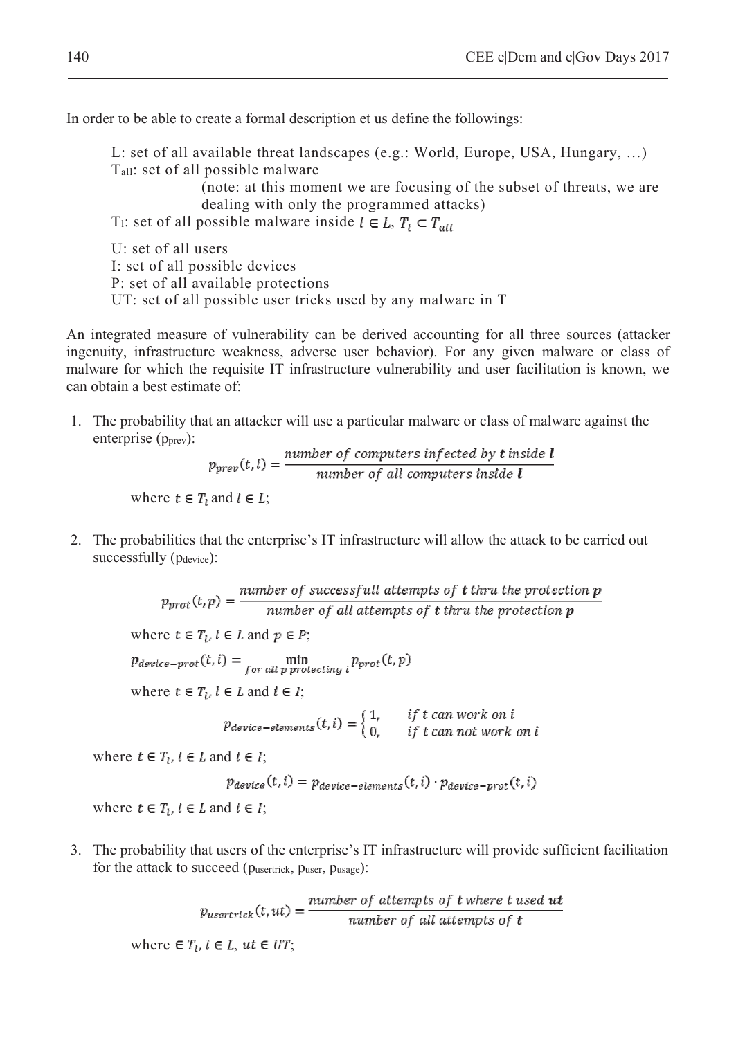In order to be able to create a formal description et us define the followings:

L: set of all available threat landscapes (e.g.: World, Europe, USA, Hungary, …)
$T_{all}$: set of all possible malware
(note: at this moment we are focusing of the subset of threats, we are dealing with only the programmed attacks)
$T_l$: set of all possible malware inside $l \in L$, $T_l \subset T_{all}$

U: set of all users
I: set of all possible devices
P: set of all available protections
UT: set of all possible user tricks used by any malware in T

An integrated measure of vulnerability can be derived accounting for all three sources (attacker ingenuity, infrastructure weakness, adverse user behavior). For any given malware or class of malware for which the requisite IT infrastructure vulnerability and user facilitation is known, we can obtain a best estimate of:

1. The probability that an attacker will use a particular malware or class of malware against the enterprise ($p_{prev}$):

$$p_{prev}(t,l) = \frac{\textit{number of computers infected by } \boldsymbol{t} \textit{ inside } \boldsymbol{l}}{\textit{number of all computers inside } \boldsymbol{l}}$$

where $t \in T_l$ and $l \in L$;

2. The probabilities that the enterprise's IT infrastructure will allow the attack to be carried out successfully ($p_{device}$):

$$p_{prot}(t,p) = \frac{\textit{number of successfull attempts of } \boldsymbol{t} \textit{ thru the protection } \boldsymbol{p}}{\textit{number of all attempts of } \boldsymbol{t} \textit{ thru the protection } \boldsymbol{p}}$$

where $t \in T_l$, $l \in L$ and $p \in P$;

$$p_{device-prot}(t,i) = \min_{\textit{for all p protecting i}} p_{prot}(t,p)$$

where $t \in T_l$, $l \in L$ and $i \in I$;

$$p_{device-elements}(t,i) = \begin{cases} 1, & \textit{if t can work on i} \\ 0, & \textit{if t can not work on i} \end{cases}$$

where $t \in T_l$, $l \in L$ and $i \in I$;

$$p_{device}(t,i) = p_{device-elements}(t,i) \cdot p_{device-prot}(t,i)$$

where $t \in T_l$, $l \in L$ and $i \in I$;

3. The probability that users of the enterprise's IT infrastructure will provide sufficient facilitation for the attack to succeed ($p_{usertrick}$, $p_{user}$, $p_{usage}$):

$$p_{usertrick}(t,ut) = \frac{\textit{number of attempts of } \boldsymbol{t} \textit{ where t used } \boldsymbol{ut}}{\textit{number of all attempts of } \boldsymbol{t}}$$

where $\in T_l$, $l \in L$, $ut \in UT$;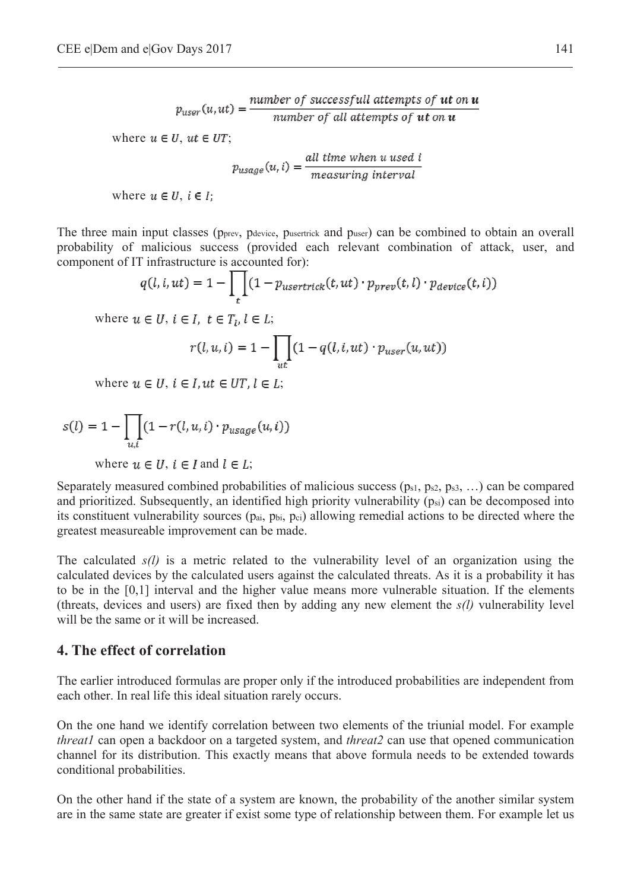$$p_{user}(u, ut) = \frac{number\ of\ successfull\ attempts\ of\ \mathbf{ut}\ on\ \mathbf{u}}{number\ of\ all\ attempts\ of\ \mathbf{ut}\ on\ \mathbf{u}}$$

where $u \in U$, $ut \in UT$;

$$p_{usage}(u, i) = \frac{all\ time\ when\ u\ used\ i}{measuring\ interval}$$

where $u \in U$, $i \in I$;

The three main input classes ($p_{prev}$, $p_{device}$, $p_{usertrick}$ and $p_{user}$) can be combined to obtain an overall probability of malicious success (provided each relevant combination of attack, user, and component of IT infrastructure is accounted for):

$$q(l, i, ut) = 1 - \prod_{t}(1 - p_{usertrick}(t, ut) \cdot p_{prev}(t, l) \cdot p_{device}(t, i))$$

where $u \in U$, $i \in I$, $t \in T_l$, $l \in L$;

$$r(l, u, i) = 1 - \prod_{ut}(1 - q(l, i, ut) \cdot p_{user}(u, ut))$$

where $u \in U$, $i \in I$, $ut \in UT$, $l \in L$;

$$s(l) = 1 - \prod_{u,i}(1 - r(l, u, i) \cdot p_{usage}(u, i))$$

where $u \in U$, $i \in I$ and $l \in L$;

Separately measured combined probabilities of malicious success ($p_{s1}$, $p_{s2}$, $p_{s3}$, …) can be compared and prioritized. Subsequently, an identified high priority vulnerability ($p_{si}$) can be decomposed into its constituent vulnerability sources ($p_{ai}$, $p_{bi}$, $p_{ci}$) allowing remedial actions to be directed where the greatest measureable improvement can be made.

The calculated *s(l)* is a metric related to the vulnerability level of an organization using the calculated devices by the calculated users against the calculated threats. As it is a probability it has to be in the [0,1] interval and the higher value means more vulnerable situation. If the elements (threats, devices and users) are fixed then by adding any new element the *s(l)* vulnerability level will be the same or it will be increased.

## 4. The effect of correlation

The earlier introduced formulas are proper only if the introduced probabilities are independent from each other. In real life this ideal situation rarely occurs.

On the one hand we identify correlation between two elements of the triunial model. For example *threat1* can open a backdoor on a targeted system, and *threat2* can use that opened communication channel for its distribution. This exactly means that above formula needs to be extended towards conditional probabilities.

On the other hand if the state of a system are known, the probability of the another similar system are in the same state are greater if exist some type of relationship between them. For example let us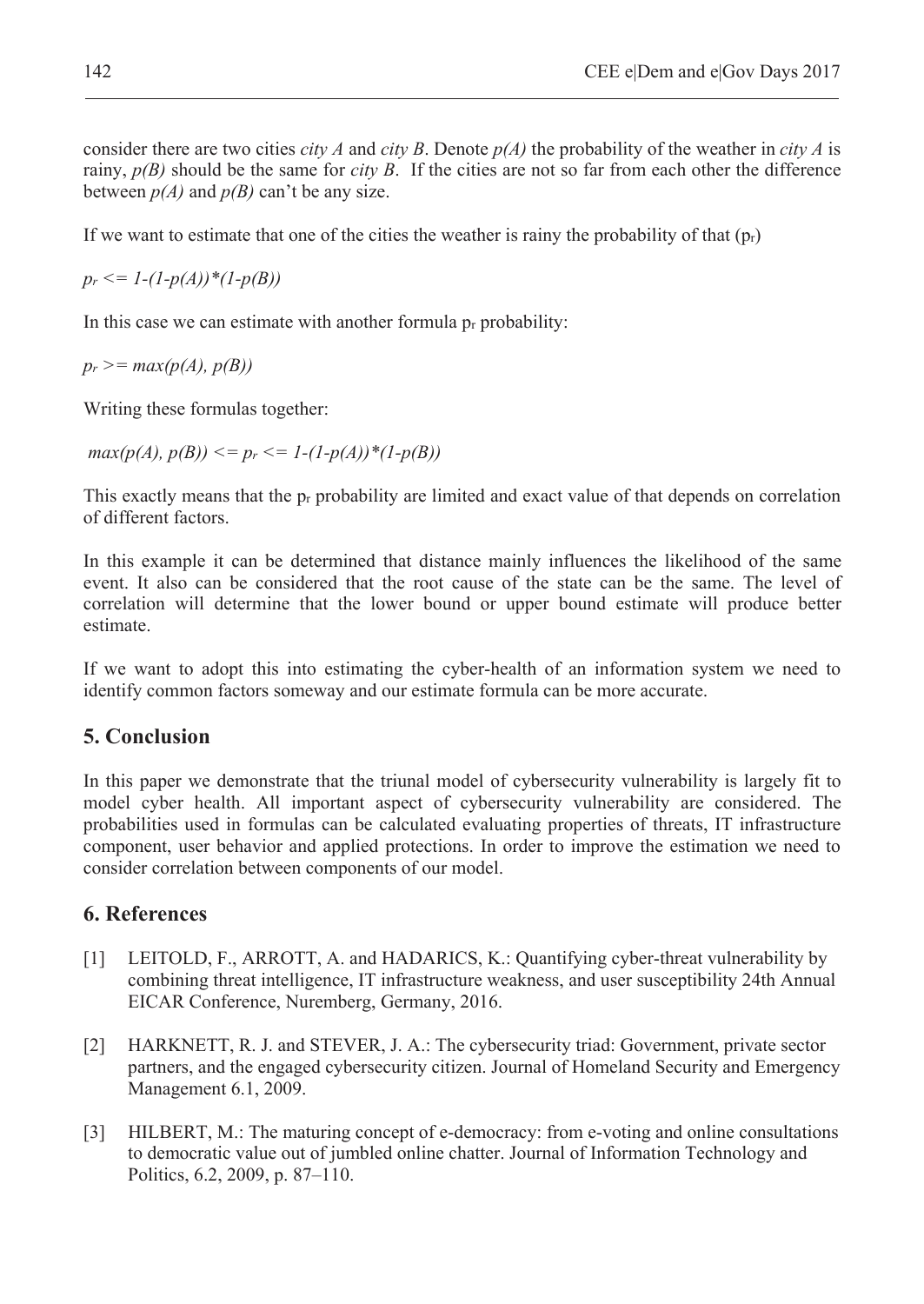consider there are two cities *city A* and *city B*. Denote $p(A)$ the probability of the weather in *city A* is rainy, $p(B)$ should be the same for *city B*. If the cities are not so far from each other the difference between $p(A)$ and $p(B)$ can't be any size.

If we want to estimate that one of the cities the weather is rainy the probability of that ($p_r$)

$$p_r <= 1-(1-p(A))*(1-p(B))$$

In this case we can estimate with another formula $p_r$ probability:

$$p_r >= max(p(A), p(B))$$

Writing these formulas together:

$$max(p(A), p(B)) <= p_r <= 1-(1-p(A))*(1-p(B))$$

This exactly means that the $p_r$ probability are limited and exact value of that depends on correlation of different factors.

In this example it can be determined that distance mainly influences the likelihood of the same event. It also can be considered that the root cause of the state can be the same. The level of correlation will determine that the lower bound or upper bound estimate will produce better estimate.

If we want to adopt this into estimating the cyber-health of an information system we need to identify common factors someway and our estimate formula can be more accurate.

## 5. Conclusion

In this paper we demonstrate that the triunal model of cybersecurity vulnerability is largely fit to model cyber health. All important aspect of cybersecurity vulnerability are considered. The probabilities used in formulas can be calculated evaluating properties of threats, IT infrastructure component, user behavior and applied protections. In order to improve the estimation we need to consider correlation between components of our model.

## 6. References

[1] LEITOLD, F., ARROTT, A. and HADARICS, K.: Quantifying cyber-threat vulnerability by combining threat intelligence, IT infrastructure weakness, and user susceptibility 24th Annual EICAR Conference, Nuremberg, Germany, 2016.

[2] HARKNETT, R. J. and STEVER, J. A.: The cybersecurity triad: Government, private sector partners, and the engaged cybersecurity citizen. Journal of Homeland Security and Emergency Management 6.1, 2009.

[3] HILBERT, M.: The maturing concept of e-democracy: from e-voting and online consultations to democratic value out of jumbled online chatter. Journal of Information Technology and Politics, 6.2, 2009, p. 87–110.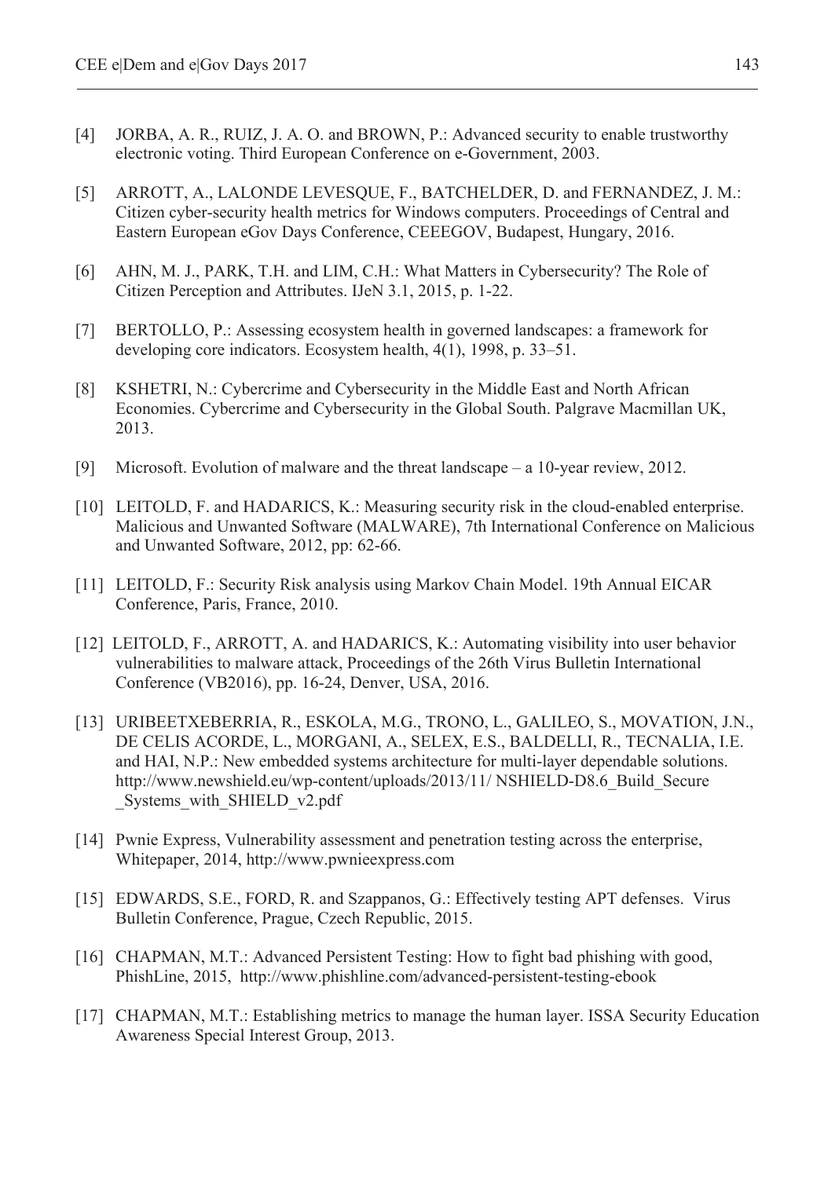[4] JORBA, A. R., RUIZ, J. A. O. and BROWN, P.: Advanced security to enable trustworthy electronic voting. Third European Conference on e-Government, 2003.

[5] ARROTT, A., LALONDE LEVESQUE, F., BATCHELDER, D. and FERNANDEZ, J. M.: Citizen cyber-security health metrics for Windows computers. Proceedings of Central and Eastern European eGov Days Conference, CEEEGOV, Budapest, Hungary, 2016.

[6] AHN, M. J., PARK, T.H. and LIM, C.H.: What Matters in Cybersecurity? The Role of Citizen Perception and Attributes. IJeN 3.1, 2015, p. 1-22.

[7] BERTOLLO, P.: Assessing ecosystem health in governed landscapes: a framework for developing core indicators. Ecosystem health, 4(1), 1998, p. 33–51.

[8] KSHETRI, N.: Cybercrime and Cybersecurity in the Middle East and North African Economies. Cybercrime and Cybersecurity in the Global South. Palgrave Macmillan UK, 2013.

[9] Microsoft. Evolution of malware and the threat landscape – a 10-year review, 2012.

[10] LEITOLD, F. and HADARICS, K.: Measuring security risk in the cloud-enabled enterprise. Malicious and Unwanted Software (MALWARE), 7th International Conference on Malicious and Unwanted Software, 2012, pp: 62-66.

[11] LEITOLD, F.: Security Risk analysis using Markov Chain Model. 19th Annual EICAR Conference, Paris, France, 2010.

[12] LEITOLD, F., ARROTT, A. and HADARICS, K.: Automating visibility into user behavior vulnerabilities to malware attack, Proceedings of the 26th Virus Bulletin International Conference (VB2016), pp. 16-24, Denver, USA, 2016.

[13] URIBEETXEBERRIA, R., ESKOLA, M.G., TRONO, L., GALILEO, S., MOVATION, J.N., DE CELIS ACORDE, L., MORGANI, A., SELEX, E.S., BALDELLI, R., TECNALIA, I.E. and HAI, N.P.: New embedded systems architecture for multi-layer dependable solutions. http://www.newshield.eu/wp-content/uploads/2013/11/ NSHIELD-D8.6_Build_Secure _Systems_with_SHIELD_v2.pdf

[14] Pwnie Express, Vulnerability assessment and penetration testing across the enterprise, Whitepaper, 2014, http://www.pwnieexpress.com

[15] EDWARDS, S.E., FORD, R. and Szappanos, G.: Effectively testing APT defenses. Virus Bulletin Conference, Prague, Czech Republic, 2015.

[16] CHAPMAN, M.T.: Advanced Persistent Testing: How to fight bad phishing with good, PhishLine, 2015, http://www.phishline.com/advanced-persistent-testing-ebook

[17] CHAPMAN, M.T.: Establishing metrics to manage the human layer. ISSA Security Education Awareness Special Interest Group, 2013.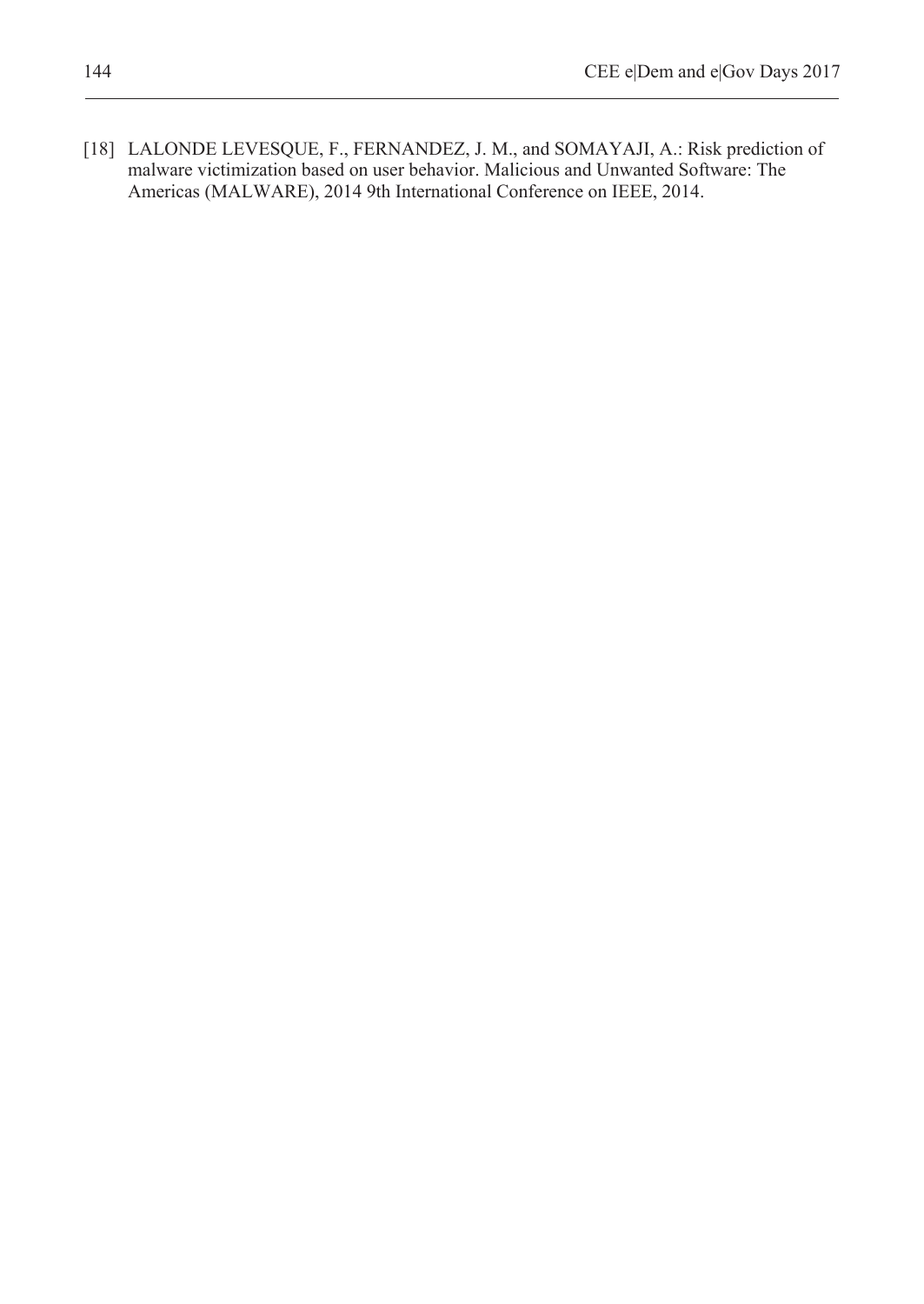[18] LALONDE LEVESQUE, F., FERNANDEZ, J. M., and SOMAYAJI, A.: Risk prediction of malware victimization based on user behavior. Malicious and Unwanted Software: The Americas (MALWARE), 2014 9th International Conference on IEEE, 2014.